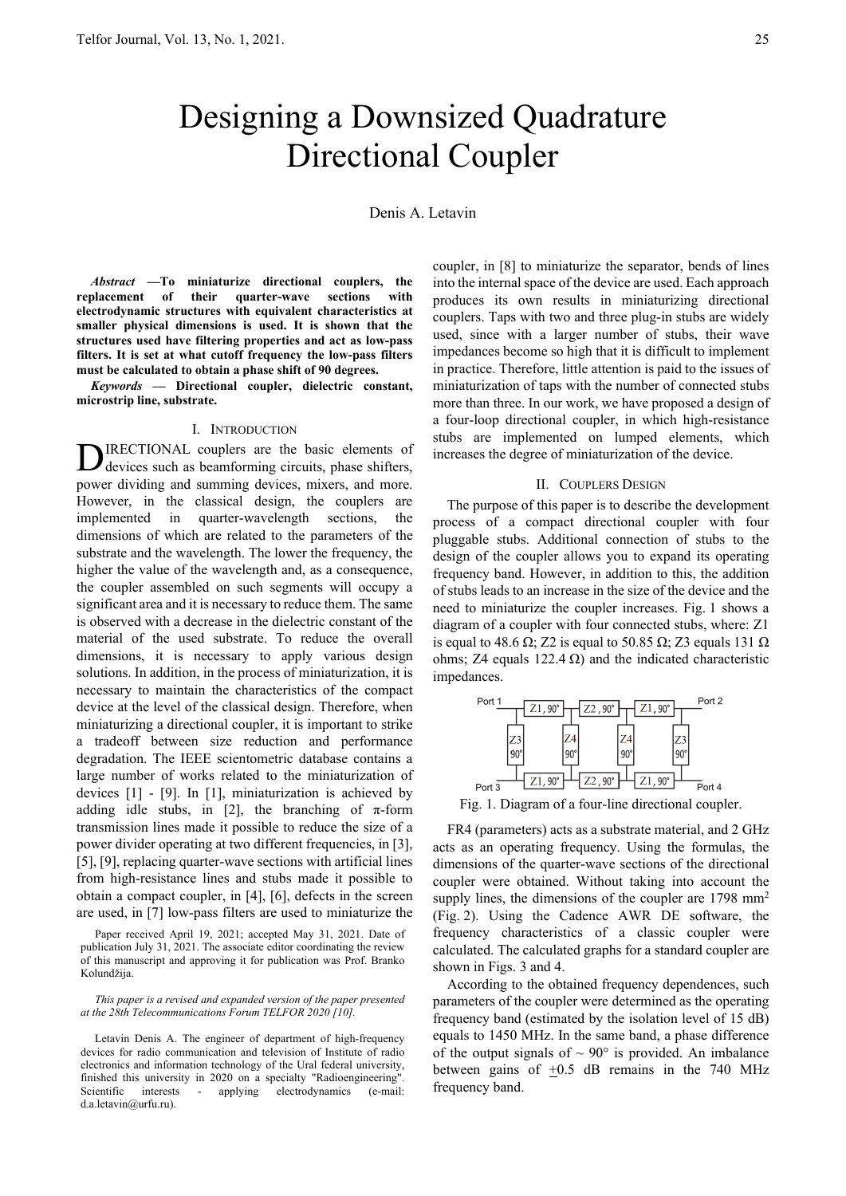# Designing a Downsized Quadrature Directional Coupler

Denis A. Letavin

***Abstract* — To miniaturize directional couplers, the replacement of their quarter-wave sections with electrodynamic structures with equivalent characteristics at smaller physical dimensions is used. It is shown that the structures used have filtering properties and act as low-pass filters. It is set at what cutoff frequency the low-pass filters must be calculated to obtain a phase shift of 90 degrees.**

***Keywords* — Directional coupler, dielectric constant, microstrip line, substrate.**

## I. Introduction

DIRECTIONAL couplers are the basic elements of devices such as beamforming circuits, phase shifters, power dividing and summing devices, mixers, and more. However, in the classical design, the couplers are implemented in quarter-wavelength sections, the dimensions of which are related to the parameters of the substrate and the wavelength. The lower the frequency, the higher the value of the wavelength and, as a consequence, the coupler assembled on such segments will occupy a significant area and it is necessary to reduce them. The same is observed with a decrease in the dielectric constant of the material of the used substrate. To reduce the overall dimensions, it is necessary to apply various design solutions. In addition, in the process of miniaturization, it is necessary to maintain the characteristics of the compact device at the level of the classical design. Therefore, when miniaturizing a directional coupler, it is important to strike a tradeoff between size reduction and performance degradation. The IEEE scientometric database contains a large number of works related to the miniaturization of devices [1] - [9]. In [1], miniaturization is achieved by adding idle stubs, in [2], the branching of π-form transmission lines made it possible to reduce the size of a power divider operating at two different frequencies, in [3], [5], [9], replacing quarter-wave sections with artificial lines from high-resistance lines and stubs made it possible to obtain a compact coupler, in [4], [6], defects in the screen are used, in [7] low-pass filters are used to miniaturize the coupler, in [8] to miniaturize the separator, bends of lines into the internal space of the device are used. Each approach produces its own results in miniaturizing directional couplers. Taps with two and three plug-in stubs are widely used, since with a larger number of stubs, their wave impedances become so high that it is difficult to implement in practice. Therefore, little attention is paid to the issues of miniaturization of taps with the number of connected stubs more than three. In our work, we have proposed a design of a four-loop directional coupler, in which high-resistance stubs are implemented on lumped elements, which increases the degree of miniaturization of the device.

Paper received April 19, 2021; accepted May 31, 2021. Date of publication July 31, 2021. The associate editor coordinating the review of this manuscript and approving it for publication was Prof. Branko Kolundžija.

*This paper is a revised and expanded version of the paper presented at the 28th Telecommunications Forum TELFOR 2020 [10].*

Letavin Denis A. The engineer of department of high-frequency devices for radio communication and television of Institute of radio electronics and information technology of the Ural federal university, finished this university in 2020 on a specialty "Radioengineering". Scientific interests - applying electrodynamics (e-mail: d.a.letavin@urfu.ru).

## II. Couplers Design

The purpose of this paper is to describe the development process of a compact directional coupler with four pluggable stubs. Additional connection of stubs to the design of the coupler allows you to expand its operating frequency band. However, in addition to this, the addition of stubs leads to an increase in the size of the device and the need to miniaturize the coupler increases. Fig. 1 shows a diagram of a coupler with four connected stubs, where: Z1 is equal to 48.6 Ω; Z2 is equal to 50.85 Ω; Z3 equals 131 Ω ohms; Z4 equals 122.4 Ω) and the indicated characteristic impedances.

Fig. 1. Diagram of a four-line directional coupler.

FR4 (parameters) acts as a substrate material, and 2 GHz acts as an operating frequency. Using the formulas, the dimensions of the quarter-wave sections of the directional coupler were obtained. Without taking into account the supply lines, the dimensions of the coupler are 1798 mm$^2$ (Fig. 2). Using the Cadence AWR DE software, the frequency characteristics of a classic coupler were calculated. The calculated graphs for a standard coupler are shown in Figs. 3 and 4.

According to the obtained frequency dependences, such parameters of the coupler were determined as the operating frequency band (estimated by the isolation level of 15 dB) equals to 1450 MHz. In the same band, a phase difference of the output signals of ~ 90° is provided. An imbalance between gains of ±0.5 dB remains in the 740 MHz frequency band.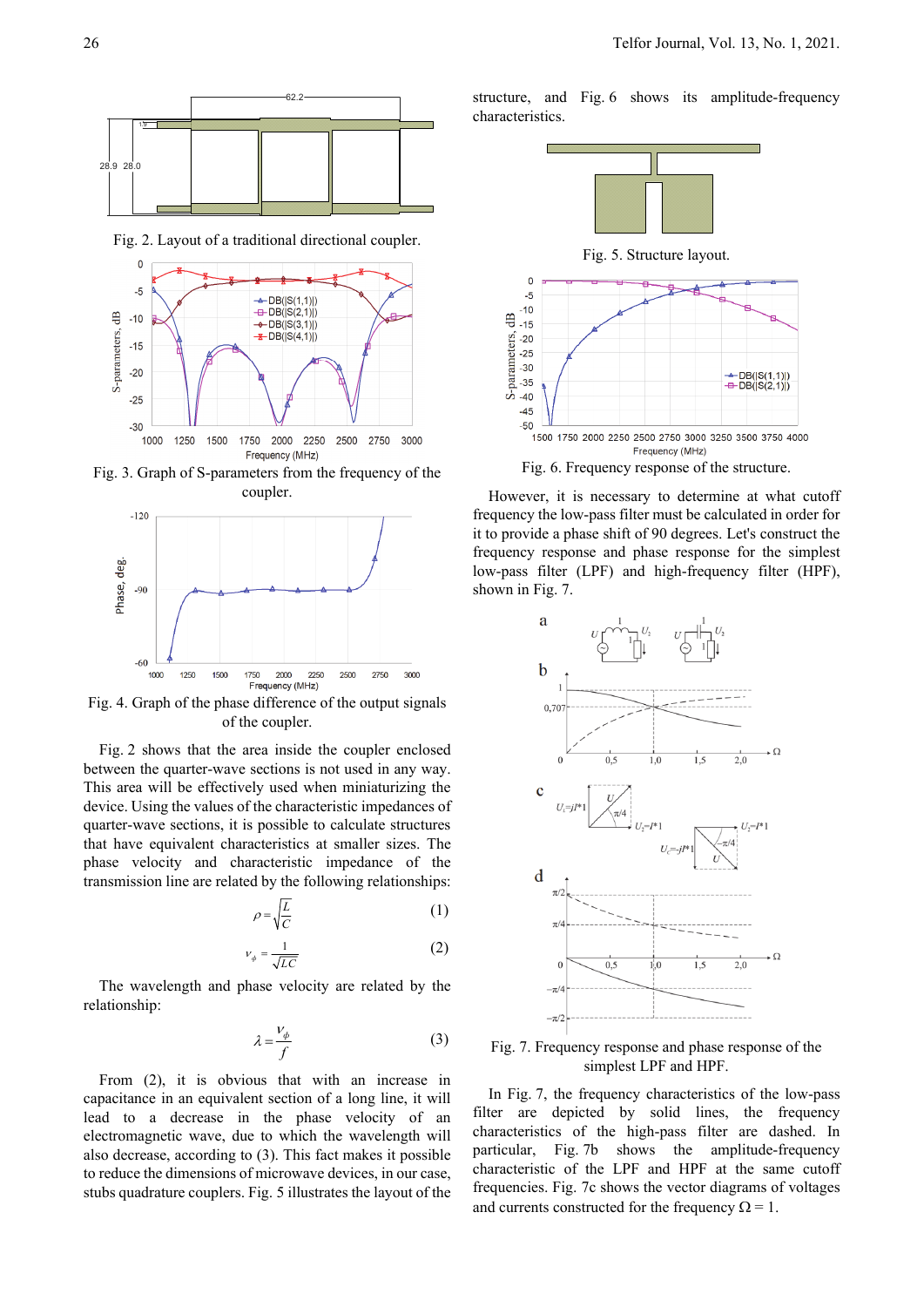Fig. 2. Layout of a traditional directional coupler.

Fig. 3. Graph of S-parameters from the frequency of the coupler.

Fig. 4. Graph of the phase difference of the output signals of the coupler.

Fig. 2 shows that the area inside the coupler enclosed between the quarter-wave sections is not used in any way. This area will be effectively used when miniaturizing the device. Using the values of the characteristic impedances of quarter-wave sections, it is possible to calculate structures that have equivalent characteristics at smaller sizes. The phase velocity and characteristic impedance of the transmission line are related by the following relationships:

$$\rho = \sqrt{\frac{L}{C}} \tag{1}$$

$$v_{\phi} = \frac{1}{\sqrt{LC}} \tag{2}$$

The wavelength and phase velocity are related by the relationship:

$$\lambda = \frac{v_{\phi}}{f} \tag{3}$$

From (2), it is obvious that with an increase in capacitance in an equivalent section of a long line, it will lead to a decrease in the phase velocity of an electromagnetic wave, due to which the wavelength will also decrease, according to (3). This fact makes it possible to reduce the dimensions of microwave devices, in our case, stubs quadrature couplers. Fig. 5 illustrates the layout of the structure, and Fig. 6 shows its amplitude-frequency characteristics.

Fig. 5. Structure layout.

Fig. 6. Frequency response of the structure.

However, it is necessary to determine at what cutoff frequency the low-pass filter must be calculated in order for it to provide a phase shift of 90 degrees. Let's construct the frequency response and phase response for the simplest low-pass filter (LPF) and high-frequency filter (HPF), shown in Fig. 7.

Fig. 7. Frequency response and phase response of the simplest LPF and HPF.

In Fig. 7, the frequency characteristics of the low-pass filter are depicted by solid lines, the frequency characteristics of the high-pass filter are dashed. In particular, Fig. 7b shows the amplitude-frequency characteristic of the LPF and HPF at the same cutoff frequencies. Fig. 7c shows the vector diagrams of voltages and currents constructed for the frequency $\Omega = 1$.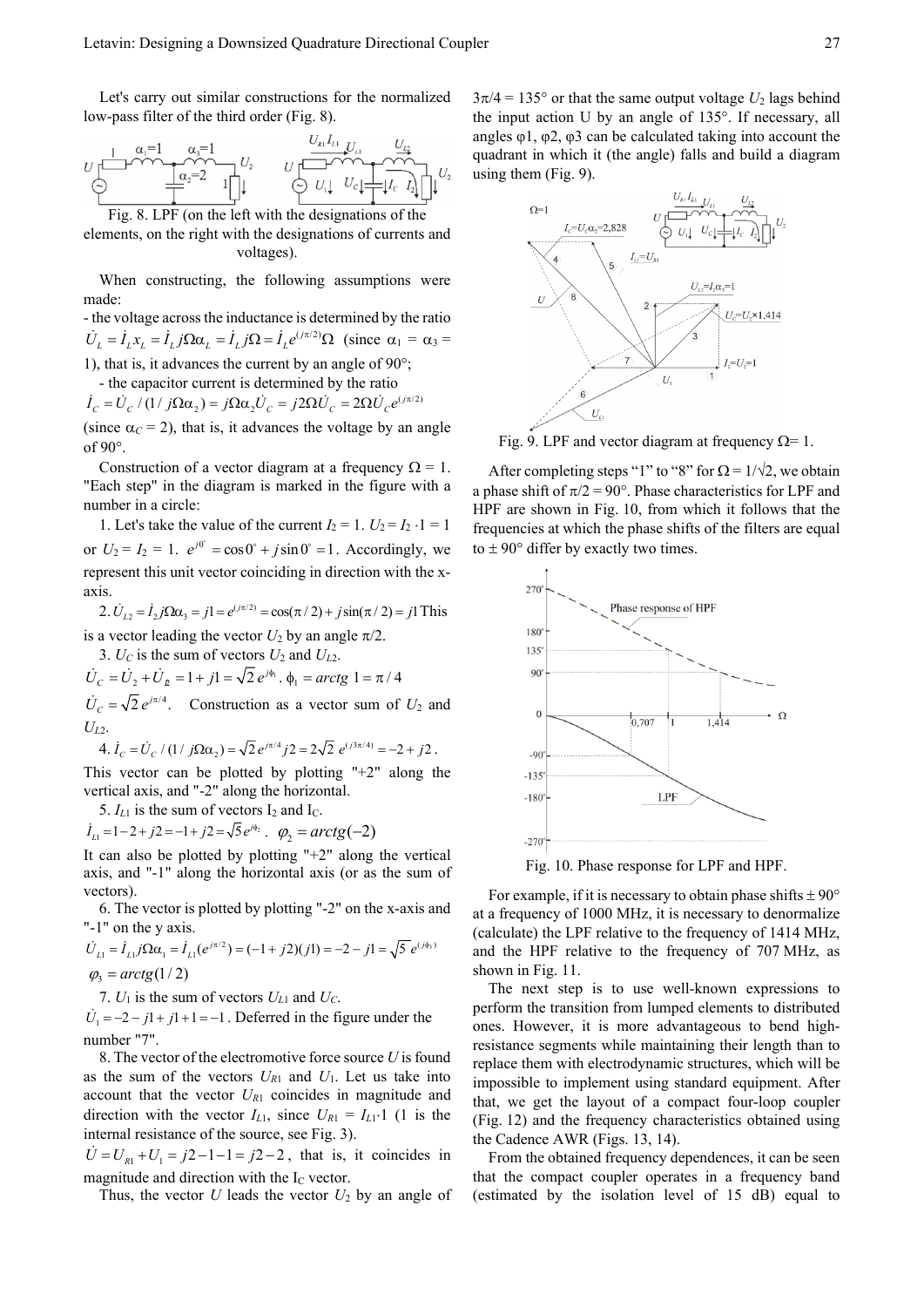Let's carry out similar constructions for the normalized low-pass filter of the third order (Fig. 8).

Fig. 8. LPF (on the left with the designations of the elements, on the right with the designations of currents and voltages).

When constructing, the following assumptions were made:

- the voltage across the inductance is determined by the ratio $\dot{U}_L = \dot{I}_L x_L = \dot{I}_L j\Omega\alpha_L = \dot{I}_L j\Omega = \dot{I}_L e^{(j\pi/2)}\Omega$ (since $\alpha_1 = \alpha_3 = 1$), that is, it advances the current by an angle of 90°;
- the capacitor current is determined by the ratio $\dot{I}_C = \dot{U}_C / (1/j\Omega\alpha_2) = j\Omega\alpha_2\dot{U}_C = j2\Omega\dot{U}_C = 2\Omega\dot{U}_C e^{(j\pi/2)}$ (since $\alpha_C = 2$), that is, it advances the voltage by an angle of 90°.

Construction of a vector diagram at a frequency $\Omega = 1$. "Each step" in the diagram is marked in the figure with a number in a circle:

1. Let's take the value of the current $I_2 = 1$. $U_2 = I_2 \cdot 1 = 1$ or $U_2 = I_2 = 1$. $e^{j0^\circ} = \cos 0^\circ + j\sin 0^\circ = 1$. Accordingly, we represent this unit vector coinciding in direction with the x-axis.

2. $\dot{U}_{L2} = \dot{I}_2 j\Omega\alpha_3 = j1 = e^{(j\pi/2)} = \cos(\pi/2) + j\sin(\pi/2) = j1$ This is a vector leading the vector $U_2$ by an angle $\pi/2$.

3. $U_C$ is the sum of vectors $U_2$ and $U_{L2}$.
$\dot{U}_C = \dot{U}_2 + \dot{U}_{L2} = 1 + j1 = \sqrt{2}\, e^{j\phi_1}$. $\phi_1 = arctg\ 1 = \pi/4$
$\dot{U}_C = \sqrt{2}\, e^{j\pi/4}$. Construction as a vector sum of $U_2$ and $U_{L2}$.

4. $\dot{I}_C = \dot{U}_C / (1/j\Omega\alpha_2) = \sqrt{2}\, e^{j\pi/4} j2 = 2\sqrt{2}\, e^{(j3\pi/4)} = -2 + j2$.
This vector can be plotted by plotting "+2" along the vertical axis, and "-2" along the horizontal.

5. $I_{L1}$ is the sum of vectors $I_2$ and $I_C$.
$\dot{I}_{L1} = 1 - 2 + j2 = -1 + j2 = \sqrt{5}\, e^{j\varphi_2}$. $\varphi_2 = arctg(-2)$
It can also be plotted by plotting "+2" along the vertical axis, and "-1" along the horizontal axis (or as the sum of vectors).

6. The vector is plotted by plotting "-2" on the x-axis and "-1" on the y axis.
$\dot{U}_{L1} = \dot{I}_{L1} j\Omega\alpha_1 = \dot{I}_{L1}(e^{j\pi/2}) = (-1 + j2)(j1) = -2 - j1 = \sqrt{5}\, e^{(j\varphi_3)}$
$\varphi_3 = arctg(1/2)$

7. $U_1$ is the sum of vectors $U_{L1}$ and $U_C$.
$\dot{U}_1 = -2 - j1 + j1 + 1 = -1$. Deferred in the figure under the number "7".

8. The vector of the electromotive force source $U$ is found as the sum of the vectors $U_{R1}$ and $U_1$. Let us take into account that the vector $U_{R1}$ coincides in magnitude and direction with the vector $I_{L1}$, since $U_{R1} = I_{L1} \cdot 1$ (1 is the internal resistance of the source, see Fig. 3).
$\dot{U} = U_{R1} + U_1 = j2 - 1 - 1 = j2 - 2$, that is, it coincides in magnitude and direction with the $I_C$ vector.

Thus, the vector $U$ leads the vector $U_2$ by an angle of $3\pi/4 = 135°$ or that the same output voltage $U_2$ lags behind the input action U by an angle of 135°. If necessary, all angles φ1, φ2, φ3 can be calculated taking into account the quadrant in which it (the angle) falls and build a diagram using them (Fig. 9).

Fig. 9. LPF and vector diagram at frequency $\Omega = 1$.

After completing steps "1" to "8" for $\Omega = 1/\sqrt{2}$, we obtain a phase shift of $\pi/2 = 90°$. Phase characteristics for LPF and HPF are shown in Fig. 10, from which it follows that the frequencies at which the phase shifts of the filters are equal to ± 90° differ by exactly two times.

Fig. 10. Phase response for LPF and HPF.

For example, if it is necessary to obtain phase shifts ± 90° at a frequency of 1000 MHz, it is necessary to denormalize (calculate) the LPF relative to the frequency of 1414 MHz, and the HPF relative to the frequency of 707 MHz, as shown in Fig. 11.

The next step is to use well-known expressions to perform the transition from lumped elements to distributed ones. However, it is more advantageous to bend high-resistance segments while maintaining their length than to replace them with electrodynamic structures, which will be impossible to implement using standard equipment. After that, we get the layout of a compact four-loop coupler (Fig. 12) and the frequency characteristics obtained using the Cadence AWR (Figs. 13, 14).

From the obtained frequency dependences, it can be seen that the compact coupler operates in a frequency band (estimated by the isolation level of 15 dB) equal to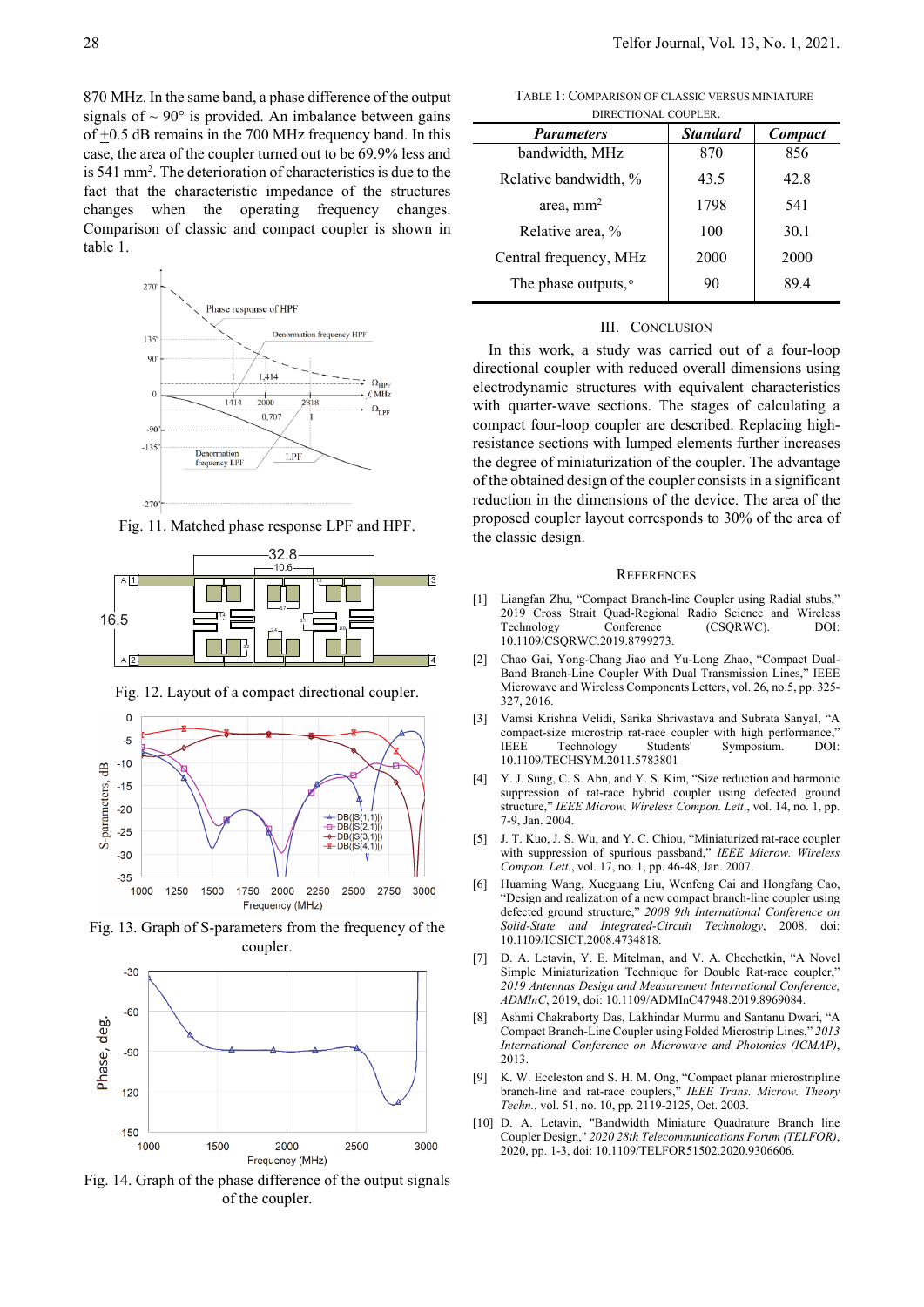870 MHz. In the same band, a phase difference of the output signals of ~ 90° is provided. An imbalance between gains of ±0.5 dB remains in the 700 MHz frequency band. In this case, the area of the coupler turned out to be 69.9% less and is 541 mm². The deterioration of characteristics is due to the fact that the characteristic impedance of the structures changes when the operating frequency changes. Comparison of classic and compact coupler is shown in table 1.

270°
Phase response of HPF
Denormation frequency HPF
135°
90°
1,414
$\Omega_{HPF}$
0
f, MHz
1414
2000
2818
$\Omega_{LPF}$
0,707
1
-90°
-135°
Denormation frequency LPF
LPF
-270°

Fig. 11. Matched phase response LPF and HPF.

32.8
10.6
16.5
1
2
3
4

Fig. 12. Layout of a compact directional coupler.

S-parameters, dB
0
-5
-10
-15
-20
-25
-30
-35
1000 1250 1500 1750 2000 2250 2500 2750 3000
Frequency (MHz)
DB(|S(1,1)|)
DB(|S(2,1)|)
DB(|S(3,1)|)
DB(|S(4,1)|)

Fig. 13. Graph of S-parameters from the frequency of the coupler.

Phase, deg.
-30
-60
-90
-120
-150
1000 1500 2000 2500 3000
Frequency (MHz)

Fig. 14. Graph of the phase difference of the output signals of the coupler.

TABLE 1: COMPARISON OF CLASSIC VERSUS MINIATURE DIRECTIONAL COUPLER.

| *Parameters* | *Standard* | *Compact* |
|---|---|---|
| bandwidth, MHz | 870 | 856 |
| Relative bandwidth, % | 43.5 | 42.8 |
| area, mm² | 1798 | 541 |
| Relative area, % | 100 | 30.1 |
| Central frequency, MHz | 2000 | 2000 |
| The phase outputs,° | 90 | 89.4 |

## III. CONCLUSION

In this work, a study was carried out of a four-loop directional coupler with reduced overall dimensions using electrodynamic structures with equivalent characteristics with quarter-wave sections. The stages of calculating a compact four-loop coupler are described. Replacing high-resistance sections with lumped elements further increases the degree of miniaturization of the coupler. The advantage of the obtained design of the coupler consists in a significant reduction in the dimensions of the device. The area of the proposed coupler layout corresponds to 30% of the area of the classic design.

## REFERENCES

[1] Liangfan Zhu, "Compact Branch-line Coupler using Radial stubs," 2019 Cross Strait Quad-Regional Radio Science and Wireless Technology Conference (CSQRWC). DOI: 10.1109/CSQRWC.2019.8799273.

[2] Chao Gai, Yong-Chang Jiao and Yu-Long Zhao, "Compact Dual-Band Branch-Line Coupler With Dual Transmission Lines," IEEE Microwave and Wireless Components Letters, vol. 26, no.5, pp. 325-327, 2016.

[3] Vamsi Krishna Velidi, Sarika Shrivastava and Subrata Sanyal, "A compact-size microstrip rat-race coupler with high performance," IEEE Technology Students' Symposium. DOI: 10.1109/TECHSYM.2011.5783801

[4] Y. J. Sung, C. S. Abn, and Y. S. Kim, "Size reduction and harmonic suppression of rat-race hybrid coupler using defected ground structure," *IEEE Microw. Wireless Compon. Lett*., vol. 14, no. 1, pp. 7-9, Jan. 2004.

[5] J. T. Kuo, J. S. Wu, and Y. C. Chiou, "Miniaturized rat-race coupler with suppression of spurious passband," *IEEE Microw. Wireless Compon. Lett.*, vol. 17, no. 1, pp. 46-48, Jan. 2007.

[6] Huaming Wang, Xueguang Liu, Wenfeng Cai and Hongfang Cao, "Design and realization of a new compact branch-line coupler using defected ground structure," *2008 9th International Conference on Solid-State and Integrated-Circuit Technology*, 2008, doi: 10.1109/ICSICT.2008.4734818.

[7] D. A. Letavin, Y. E. Mitelman, and V. A. Chechetkin, "A Novel Simple Miniaturization Technique for Double Rat-race coupler," *2019 Antennas Design and Measurement International Conference, ADMInC*, 2019, doi: 10.1109/ADMInC47948.2019.8969084.

[8] Ashmi Chakraborty Das, Lakhindar Murmu and Santanu Dwari, "A Compact Branch-Line Coupler Using Folded Microstrip Lines," *2013 International Conference on Microwave and Photonics (ICMAP)*, 2013.

[9] K. W. Eccleston and S. H. M. Ong, "Compact planar microstripline branch-line and rat-race couplers," *IEEE Trans. Microw. Theory Techn.*, vol. 51, no. 10, pp. 2119-2125, Oct. 2003.

[10] D. A. Letavin, "Bandwidth Miniature Quadrature Branch line Coupler Design," *2020 28th Telecommunications Forum (TELFOR)*, 2020, pp. 1-3, doi: 10.1109/TELFOR51502.2020.9306606.